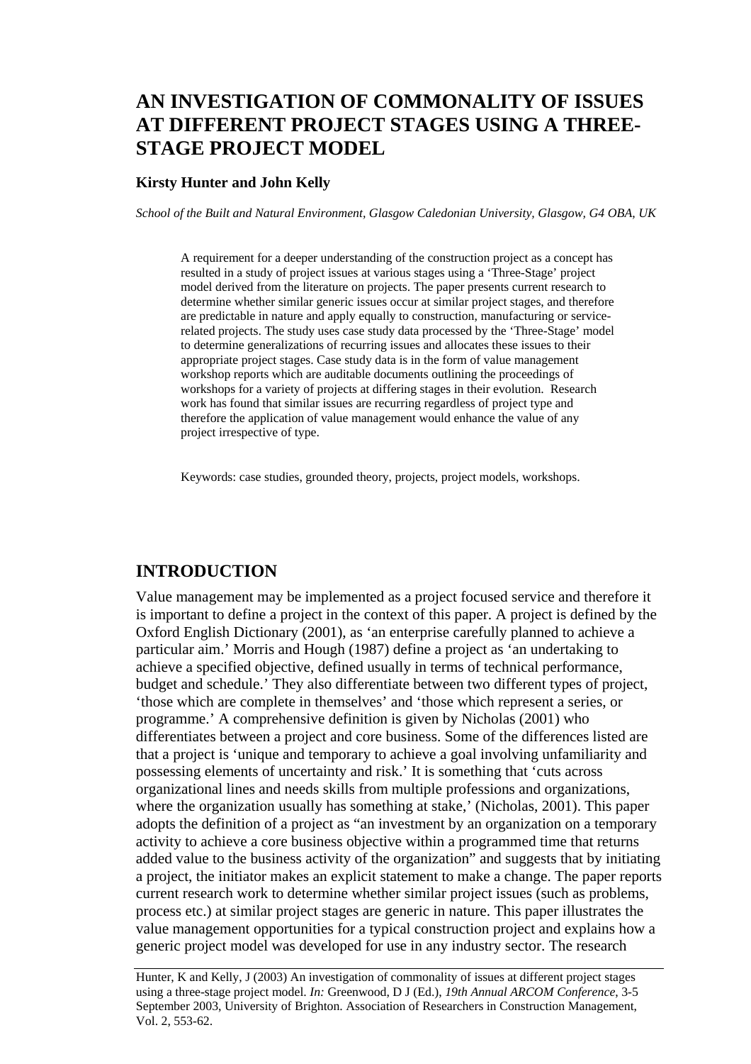# AN INVESTIGATION OF COMMONALITY OF ISSUES AT DIFFERENT PROJECT STAGES USING A THREE-STAGE PROJECT MODEL

**Kirsty Hunter and John Kelly**

*School of the Built and Natural Environment, Glasgow Caledonian University, Glasgow, G4 OBA, UK*

A requirement for a deeper understanding of the construction project as a concept has resulted in a study of project issues at various stages using a 'Three-Stage' project model derived from the literature on projects. The paper presents current research to determine whether similar generic issues occur at similar project stages, and therefore are predictable in nature and apply equally to construction, manufacturing or service-related projects. The study uses case study data processed by the 'Three-Stage' model to determine generalizations of recurring issues and allocates these issues to their appropriate project stages. Case study data is in the form of value management workshop reports which are auditable documents outlining the proceedings of workshops for a variety of projects at differing stages in their evolution. Research work has found that similar issues are recurring regardless of project type and therefore the application of value management would enhance the value of any project irrespective of type.

Keywords: case studies, grounded theory, projects, project models, workshops.

## INTRODUCTION

Value management may be implemented as a project focused service and therefore it is important to define a project in the context of this paper. A project is defined by the Oxford English Dictionary (2001), as 'an enterprise carefully planned to achieve a particular aim.' Morris and Hough (1987) define a project as 'an undertaking to achieve a specified objective, defined usually in terms of technical performance, budget and schedule.' They also differentiate between two different types of project, 'those which are complete in themselves' and 'those which represent a series, or programme.' A comprehensive definition is given by Nicholas (2001) who differentiates between a project and core business. Some of the differences listed are that a project is 'unique and temporary to achieve a goal involving unfamiliarity and possessing elements of uncertainty and risk.' It is something that 'cuts across organizational lines and needs skills from multiple professions and organizations, where the organization usually has something at stake,' (Nicholas, 2001). This paper adopts the definition of a project as "an investment by an organization on a temporary activity to achieve a core business objective within a programmed time that returns added value to the business activity of the organization" and suggests that by initiating a project, the initiator makes an explicit statement to make a change. The paper reports current research work to determine whether similar project issues (such as problems, process etc.) at similar project stages are generic in nature. This paper illustrates the value management opportunities for a typical construction project and explains how a generic project model was developed for use in any industry sector. The research

Hunter, K and Kelly, J (2003) An investigation of commonality of issues at different project stages using a three-stage project model. *In:* Greenwood, D J (Ed.), *19th Annual ARCOM Conference*, 3-5 September 2003, University of Brighton. Association of Researchers in Construction Management, Vol. 2, 553-62.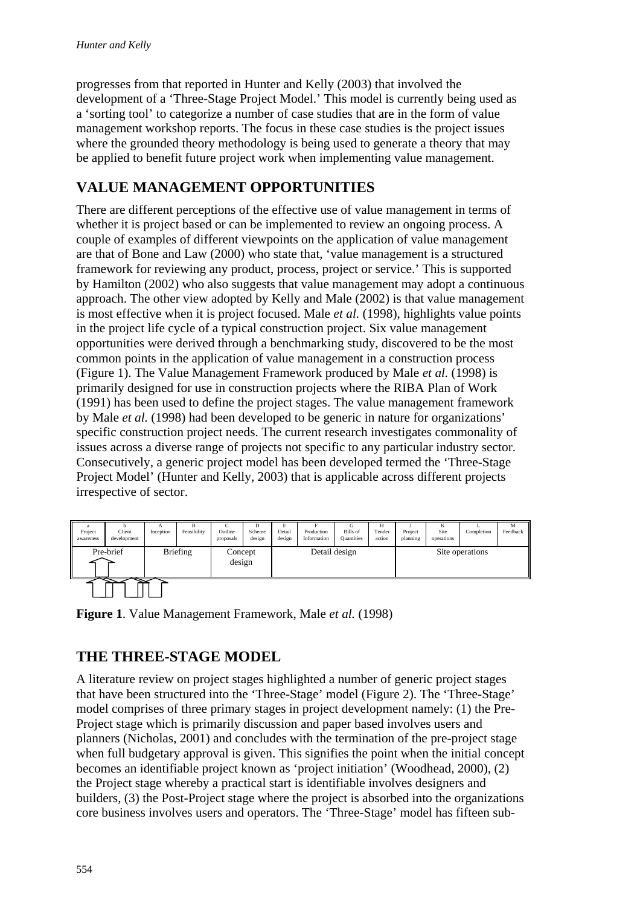progresses from that reported in Hunter and Kelly (2003) that involved the development of a 'Three-Stage Project Model.' This model is currently being used as a 'sorting tool' to categorize a number of case studies that are in the form of value management workshop reports. The focus in these case studies is the project issues where the grounded theory methodology is being used to generate a theory that may be applied to benefit future project work when implementing value management.

## VALUE MANAGEMENT OPPORTUNITIES

There are different perceptions of the effective use of value management in terms of whether it is project based or can be implemented to review an ongoing process. A couple of examples of different viewpoints on the application of value management are that of Bone and Law (2000) who state that, 'value management is a structured framework for reviewing any product, process, project or service.' This is supported by Hamilton (2002) who also suggests that value management may adopt a continuous approach. The other view adopted by Kelly and Male (2002) is that value management is most effective when it is project focused. Male *et al.* (1998), highlights value points in the project life cycle of a typical construction project. Six value management opportunities were derived through a benchmarking study, discovered to be the most common points in the application of value management in a construction process (Figure 1). The Value Management Framework produced by Male *et al.* (1998) is primarily designed for use in construction projects where the RIBA Plan of Work (1991) has been used to define the project stages. The value management framework by Male *et al.* (1998) had been developed to be generic in nature for organizations' specific construction project needs. The current research investigates commonality of issues across a diverse range of projects not specific to any particular industry sector. Consecutively, a generic project model has been developed termed the 'Three-Stage Project Model' (Hunter and Kelly, 2003) that is applicable across different projects irrespective of sector.

| a Project awareness | b Client development | A Inception | B Feasibility | C Outline proposals | D Scheme design | E Detail design | F Production Information | G Bills of Quantities | H Tender action | J Project planning | K Site operations | L Completion | M Feedback |
|---|---|---|---|---|---|---|---|---|---|---|---|---|---|
| Pre-brief | | Briefing | | Concept design | | Detail design | | | | Site operations | | | |

**Figure 1**. Value Management Framework, Male *et al.* (1998)

## THE THREE-STAGE MODEL

A literature review on project stages highlighted a number of generic project stages that have been structured into the 'Three-Stage' model (Figure 2). The 'Three-Stage' model comprises of three primary stages in project development namely: (1) the Pre-Project stage which is primarily discussion and paper based involves users and planners (Nicholas, 2001) and concludes with the termination of the pre-project stage when full budgetary approval is given. This signifies the point when the initial concept becomes an identifiable project known as 'project initiation' (Woodhead, 2000), (2) the Project stage whereby a practical start is identifiable involves designers and builders, (3) the Post-Project stage where the project is absorbed into the organizations core business involves users and operators. The 'Three-Stage' model has fifteen sub-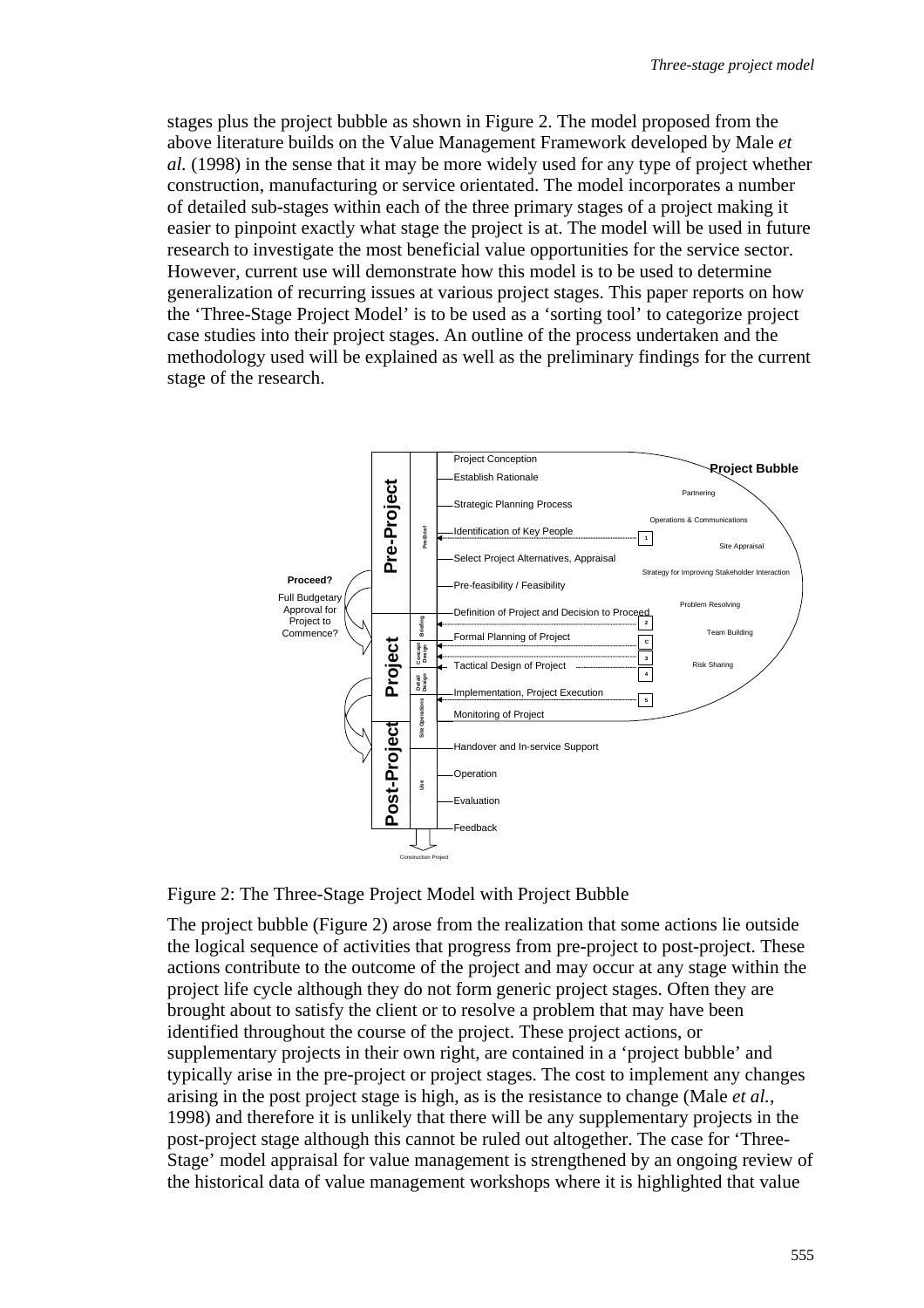stages plus the project bubble as shown in Figure 2. The model proposed from the above literature builds on the Value Management Framework developed by Male *et al.* (1998) in the sense that it may be more widely used for any type of project whether construction, manufacturing or service orientated. The model incorporates a number of detailed sub-stages within each of the three primary stages of a project making it easier to pinpoint exactly what stage the project is at. The model will be used in future research to investigate the most beneficial value opportunities for the service sector. However, current use will demonstrate how this model is to be used to determine generalization of recurring issues at various project stages. This paper reports on how the 'Three-Stage Project Model' is to be used as a 'sorting tool' to categorize project case studies into their project stages. An outline of the process undertaken and the methodology used will be explained as well as the preliminary findings for the current stage of the research.

Figure 2: The Three-Stage Project Model with Project Bubble

The project bubble (Figure 2) arose from the realization that some actions lie outside the logical sequence of activities that progress from pre-project to post-project. These actions contribute to the outcome of the project and may occur at any stage within the project life cycle although they do not form generic project stages. Often they are brought about to satisfy the client or to resolve a problem that may have been identified throughout the course of the project. These project actions, or supplementary projects in their own right, are contained in a 'project bubble' and typically arise in the pre-project or project stages. The cost to implement any changes arising in the post project stage is high, as is the resistance to change (Male *et al.*, 1998) and therefore it is unlikely that there will be any supplementary projects in the post-project stage although this cannot be ruled out altogether. The case for 'Three-Stage' model appraisal for value management is strengthened by an ongoing review of the historical data of value management workshops where it is highlighted that value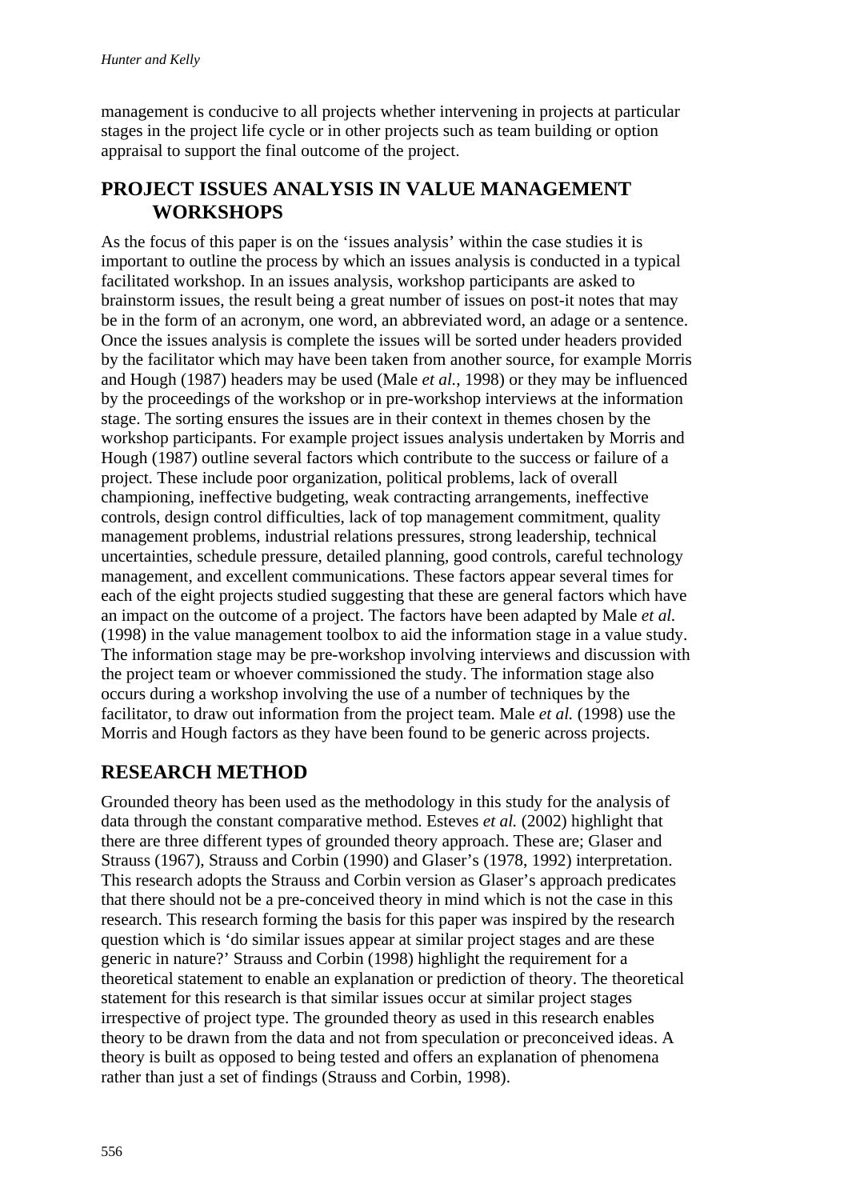management is conducive to all projects whether intervening in projects at particular stages in the project life cycle or in other projects such as team building or option appraisal to support the final outcome of the project.

## PROJECT ISSUES ANALYSIS IN VALUE MANAGEMENT WORKSHOPS

As the focus of this paper is on the 'issues analysis' within the case studies it is important to outline the process by which an issues analysis is conducted in a typical facilitated workshop. In an issues analysis, workshop participants are asked to brainstorm issues, the result being a great number of issues on post-it notes that may be in the form of an acronym, one word, an abbreviated word, an adage or a sentence. Once the issues analysis is complete the issues will be sorted under headers provided by the facilitator which may have been taken from another source, for example Morris and Hough (1987) headers may be used (Male *et al.*, 1998) or they may be influenced by the proceedings of the workshop or in pre-workshop interviews at the information stage. The sorting ensures the issues are in their context in themes chosen by the workshop participants. For example project issues analysis undertaken by Morris and Hough (1987) outline several factors which contribute to the success or failure of a project. These include poor organization, political problems, lack of overall championing, ineffective budgeting, weak contracting arrangements, ineffective controls, design control difficulties, lack of top management commitment, quality management problems, industrial relations pressures, strong leadership, technical uncertainties, schedule pressure, detailed planning, good controls, careful technology management, and excellent communications. These factors appear several times for each of the eight projects studied suggesting that these are general factors which have an impact on the outcome of a project. The factors have been adapted by Male *et al.* (1998) in the value management toolbox to aid the information stage in a value study. The information stage may be pre-workshop involving interviews and discussion with the project team or whoever commissioned the study. The information stage also occurs during a workshop involving the use of a number of techniques by the facilitator, to draw out information from the project team. Male *et al.* (1998) use the Morris and Hough factors as they have been found to be generic across projects.

## RESEARCH METHOD

Grounded theory has been used as the methodology in this study for the analysis of data through the constant comparative method. Esteves *et al.* (2002) highlight that there are three different types of grounded theory approach. These are; Glaser and Strauss (1967), Strauss and Corbin (1990) and Glaser's (1978, 1992) interpretation. This research adopts the Strauss and Corbin version as Glaser's approach predicates that there should not be a pre-conceived theory in mind which is not the case in this research. This research forming the basis for this paper was inspired by the research question which is 'do similar issues appear at similar project stages and are these generic in nature?' Strauss and Corbin (1998) highlight the requirement for a theoretical statement to enable an explanation or prediction of theory. The theoretical statement for this research is that similar issues occur at similar project stages irrespective of project type. The grounded theory as used in this research enables theory to be drawn from the data and not from speculation or preconceived ideas. A theory is built as opposed to being tested and offers an explanation of phenomena rather than just a set of findings (Strauss and Corbin, 1998).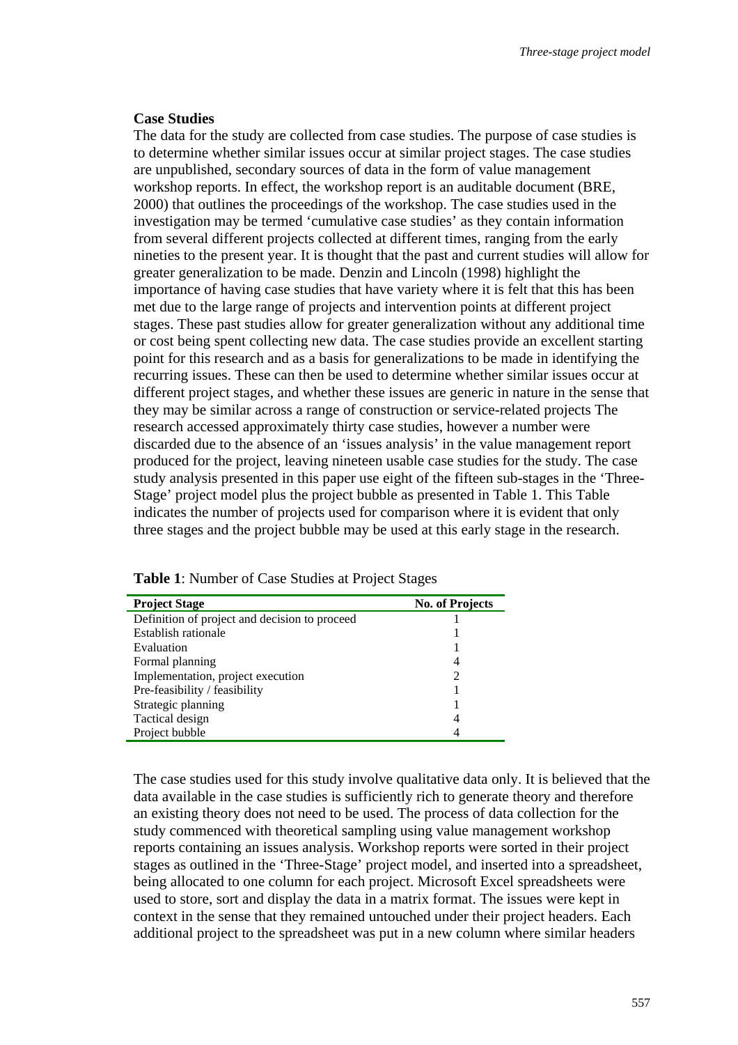## Case Studies

The data for the study are collected from case studies. The purpose of case studies is to determine whether similar issues occur at similar project stages. The case studies are unpublished, secondary sources of data in the form of value management workshop reports. In effect, the workshop report is an auditable document (BRE, 2000) that outlines the proceedings of the workshop. The case studies used in the investigation may be termed 'cumulative case studies' as they contain information from several different projects collected at different times, ranging from the early nineties to the present year. It is thought that the past and current studies will allow for greater generalization to be made. Denzin and Lincoln (1998) highlight the importance of having case studies that have variety where it is felt that this has been met due to the large range of projects and intervention points at different project stages. These past studies allow for greater generalization without any additional time or cost being spent collecting new data. The case studies provide an excellent starting point for this research and as a basis for generalizations to be made in identifying the recurring issues. These can then be used to determine whether similar issues occur at different project stages, and whether these issues are generic in nature in the sense that they may be similar across a range of construction or service-related projects The research accessed approximately thirty case studies, however a number were discarded due to the absence of an 'issues analysis' in the value management report produced for the project, leaving nineteen usable case studies for the study. The case study analysis presented in this paper use eight of the fifteen sub-stages in the 'Three-Stage' project model plus the project bubble as presented in Table 1. This Table indicates the number of projects used for comparison where it is evident that only three stages and the project bubble may be used at this early stage in the research.

**Table 1**: Number of Case Studies at Project Stages

| Project Stage | No. of Projects |
|---|---|
| Definition of project and decision to proceed | 1 |
| Establish rationale | 1 |
| Evaluation | 1 |
| Formal planning | 4 |
| Implementation, project execution | 2 |
| Pre-feasibility / feasibility | 1 |
| Strategic planning | 1 |
| Tactical design | 4 |
| Project bubble | 4 |

The case studies used for this study involve qualitative data only. It is believed that the data available in the case studies is sufficiently rich to generate theory and therefore an existing theory does not need to be used. The process of data collection for the study commenced with theoretical sampling using value management workshop reports containing an issues analysis. Workshop reports were sorted in their project stages as outlined in the 'Three-Stage' project model, and inserted into a spreadsheet, being allocated to one column for each project. Microsoft Excel spreadsheets were used to store, sort and display the data in a matrix format. The issues were kept in context in the sense that they remained untouched under their project headers. Each additional project to the spreadsheet was put in a new column where similar headers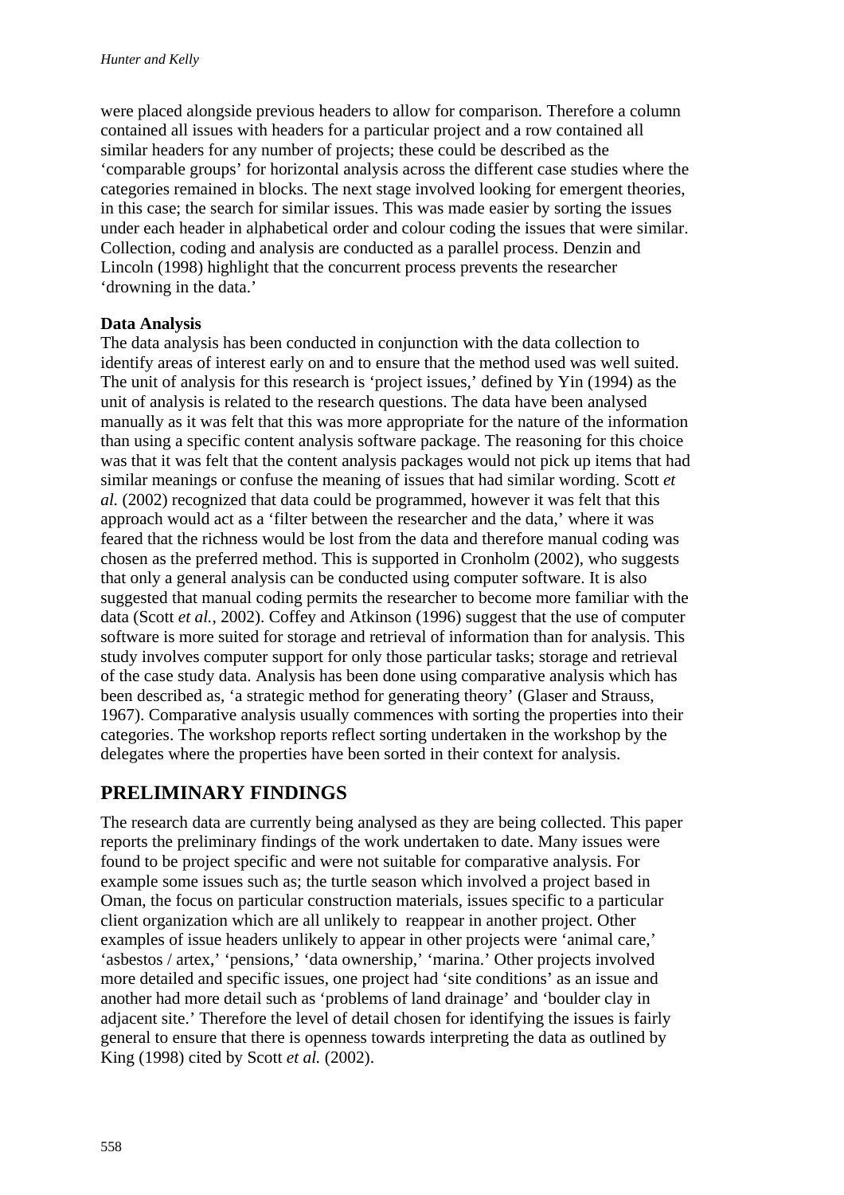were placed alongside previous headers to allow for comparison. Therefore a column contained all issues with headers for a particular project and a row contained all similar headers for any number of projects; these could be described as the 'comparable groups' for horizontal analysis across the different case studies where the categories remained in blocks. The next stage involved looking for emergent theories, in this case; the search for similar issues. This was made easier by sorting the issues under each header in alphabetical order and colour coding the issues that were similar. Collection, coding and analysis are conducted as a parallel process. Denzin and Lincoln (1998) highlight that the concurrent process prevents the researcher 'drowning in the data.'

**Data Analysis**

The data analysis has been conducted in conjunction with the data collection to identify areas of interest early on and to ensure that the method used was well suited. The unit of analysis for this research is 'project issues,' defined by Yin (1994) as the unit of analysis is related to the research questions. The data have been analysed manually as it was felt that this was more appropriate for the nature of the information than using a specific content analysis software package. The reasoning for this choice was that it was felt that the content analysis packages would not pick up items that had similar meanings or confuse the meaning of issues that had similar wording. Scott *et al.* (2002) recognized that data could be programmed, however it was felt that this approach would act as a 'filter between the researcher and the data,' where it was feared that the richness would be lost from the data and therefore manual coding was chosen as the preferred method. This is supported in Cronholm (2002), who suggests that only a general analysis can be conducted using computer software. It is also suggested that manual coding permits the researcher to become more familiar with the data (Scott *et al.*, 2002). Coffey and Atkinson (1996) suggest that the use of computer software is more suited for storage and retrieval of information than for analysis. This study involves computer support for only those particular tasks; storage and retrieval of the case study data. Analysis has been done using comparative analysis which has been described as, 'a strategic method for generating theory' (Glaser and Strauss, 1967). Comparative analysis usually commences with sorting the properties into their categories. The workshop reports reflect sorting undertaken in the workshop by the delegates where the properties have been sorted in their context for analysis.

## PRELIMINARY FINDINGS

The research data are currently being analysed as they are being collected. This paper reports the preliminary findings of the work undertaken to date. Many issues were found to be project specific and were not suitable for comparative analysis. For example some issues such as; the turtle season which involved a project based in Oman, the focus on particular construction materials, issues specific to a particular client organization which are all unlikely to reappear in another project. Other examples of issue headers unlikely to appear in other projects were 'animal care,' 'asbestos / artex,' 'pensions,' 'data ownership,' 'marina.' Other projects involved more detailed and specific issues, one project had 'site conditions' as an issue and another had more detail such as 'problems of land drainage' and 'boulder clay in adjacent site.' Therefore the level of detail chosen for identifying the issues is fairly general to ensure that there is openness towards interpreting the data as outlined by King (1998) cited by Scott *et al.* (2002).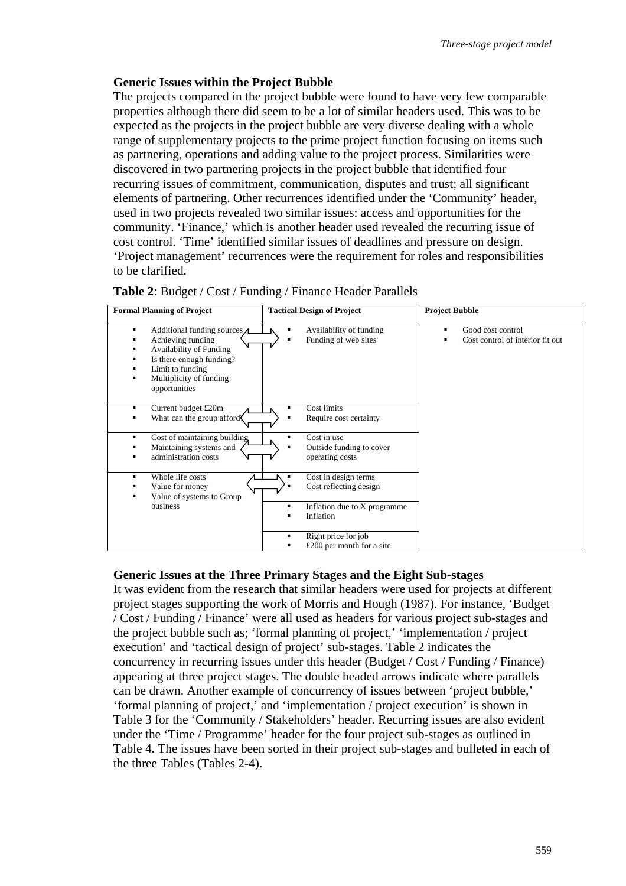## Generic Issues within the Project Bubble

The projects compared in the project bubble were found to have very few comparable properties although there did seem to be a lot of similar headers used. This was to be expected as the projects in the project bubble are very diverse dealing with a whole range of supplementary projects to the prime project function focusing on items such as partnering, operations and adding value to the project process. Similarities were discovered in two partnering projects in the project bubble that identified four recurring issues of commitment, communication, disputes and trust; all significant elements of partnering. Other recurrences identified under the 'Community' header, used in two projects revealed two similar issues: access and opportunities for the community. 'Finance,' which is another header used revealed the recurring issue of cost control. 'Time' identified similar issues of deadlines and pressure on design. 'Project management' recurrences were the requirement for roles and responsibilities to be clarified.

**Table 2**: Budget / Cost / Funding / Finance Header Parallels

| Formal Planning of Project | | Tactical Design of Project | Project Bubble |
|---|---|---|---|
| ▪ Additional funding sources<br>▪ Achieving funding<br>▪ Availability of Funding<br>▪ Is there enough funding?<br>▪ Limit to funding<br>▪ Multiplicity of funding opportunities | ⟺ | ▪ Availability of funding<br>▪ Funding of web sites | ▪ Good cost control<br>▪ Cost control of interior fit out |
| ▪ Current budget £20m<br>▪ What can the group afford | ⟺ | ▪ Cost limits<br>▪ Require cost certainty | |
| ▪ Cost of maintaining building<br>▪ Maintaining systems and<br>▪ administration costs | ⟺ | ▪ Cost in use<br>▪ Outside funding to cover operating costs | |
| ▪ Whole life costs<br>▪ Value for money<br>▪ Value of systems to Group business | ⟺ | ▪ Cost in design terms<br>▪ Cost reflecting design | |
| | | ▪ Inflation due to X programme<br>▪ Inflation | |
| | | ▪ Right price for job<br>▪ £200 per month for a site | |

## Generic Issues at the Three Primary Stages and the Eight Sub-stages

It was evident from the research that similar headers were used for projects at different project stages supporting the work of Morris and Hough (1987). For instance, 'Budget / Cost / Funding / Finance' were all used as headers for various project sub-stages and the project bubble such as; 'formal planning of project,' 'implementation / project execution' and 'tactical design of project' sub-stages. Table 2 indicates the concurrency in recurring issues under this header (Budget / Cost / Funding / Finance) appearing at three project stages. The double headed arrows indicate where parallels can be drawn. Another example of concurrency of issues between 'project bubble,' 'formal planning of project,' and 'implementation / project execution' is shown in Table 3 for the 'Community / Stakeholders' header. Recurring issues are also evident under the 'Time / Programme' header for the four project sub-stages as outlined in Table 4. The issues have been sorted in their project sub-stages and bulleted in each of the three Tables (Tables 2-4).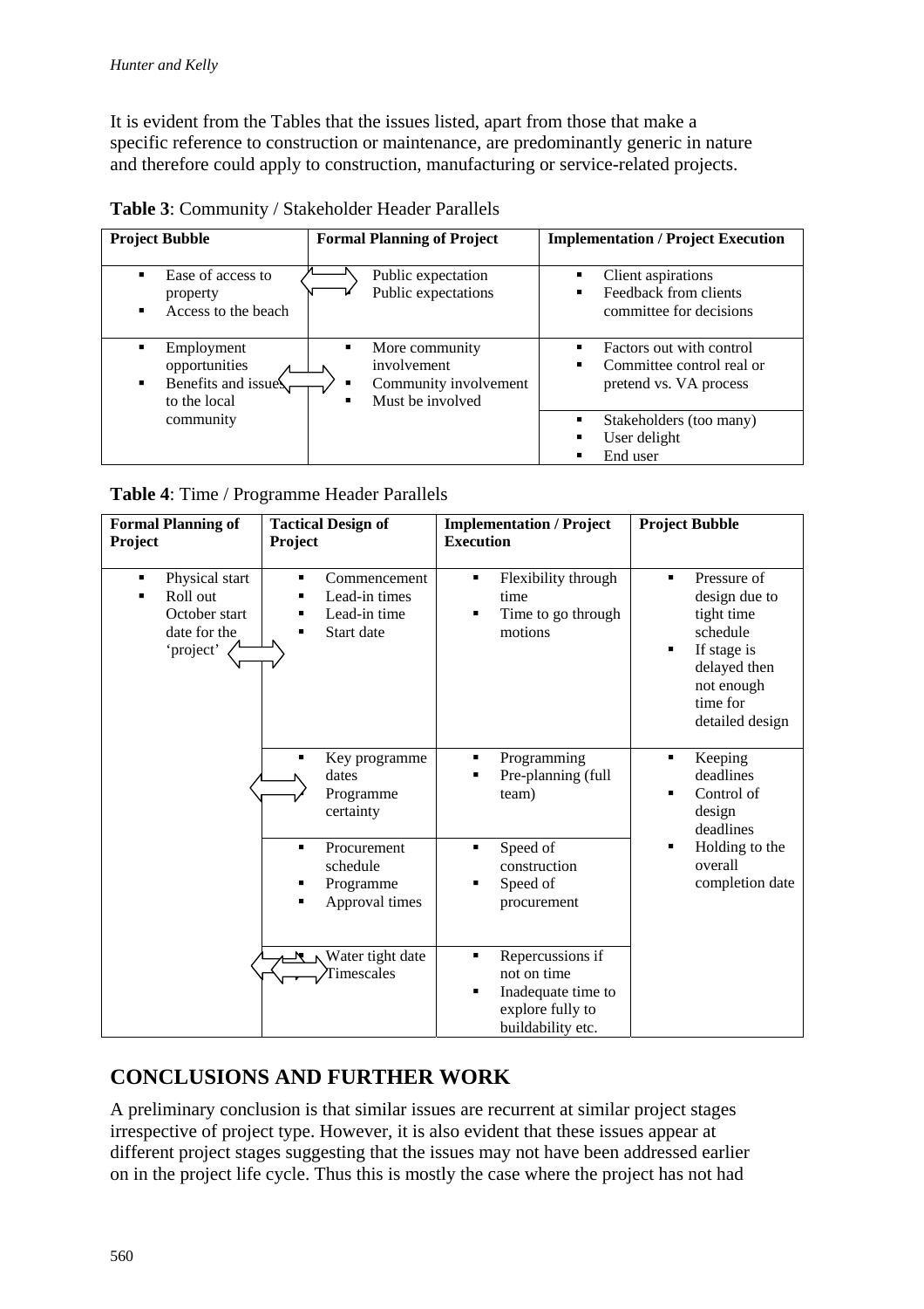It is evident from the Tables that the issues listed, apart from those that make a specific reference to construction or maintenance, are predominantly generic in nature and therefore could apply to construction, manufacturing or service-related projects.

**Table 3**: Community / Stakeholder Header Parallels

| Project Bubble | Formal Planning of Project | Implementation / Project Execution |
|---|---|---|
| ▪ Ease of access to property<br>▪ Access to the beach | Public expectation<br>Public expectations | ▪ Client aspirations<br>▪ Feedback from clients committee for decisions |
| ▪ Employment opportunities<br>▪ Benefits and issues to the local community | ▪ More community involvement<br>▪ Community involvement<br>▪ Must be involved | ▪ Factors out with control<br>▪ Committee control real or pretend vs. VA process |
| | | ▪ Stakeholders (too many)<br>▪ User delight<br>▪ End user |

**Table 4**: Time / Programme Header Parallels

| Formal Planning of Project | Tactical Design of Project | Implementation / Project Execution | Project Bubble |
|---|---|---|---|
| ▪ Physical start<br>▪ Roll out October start date for the 'project' | ▪ Commencement<br>▪ Lead-in times<br>▪ Lead-in time<br>▪ Start date | ▪ Flexibility through time<br>▪ Time to go through motions | ▪ Pressure of design due to tight time schedule<br>▪ If stage is delayed then not enough time for detailed design |
| | ▪ Key programme dates<br>Programme certainty | ▪ Programming<br>▪ Pre-planning (full team) | ▪ Keeping deadlines<br>▪ Control of design deadlines<br>▪ Holding to the overall completion date |
| | ▪ Procurement schedule<br>▪ Programme<br>▪ Approval times | ▪ Speed of construction<br>▪ Speed of procurement | |
| | ▪ Water tight date<br>▪ Timescales | ▪ Repercussions if not on time<br>▪ Inadequate time to explore fully to buildability etc. | |

## CONCLUSIONS AND FURTHER WORK

A preliminary conclusion is that similar issues are recurrent at similar project stages irrespective of project type. However, it is also evident that these issues appear at different project stages suggesting that the issues may not have been addressed earlier on in the project life cycle. Thus this is mostly the case where the project has not had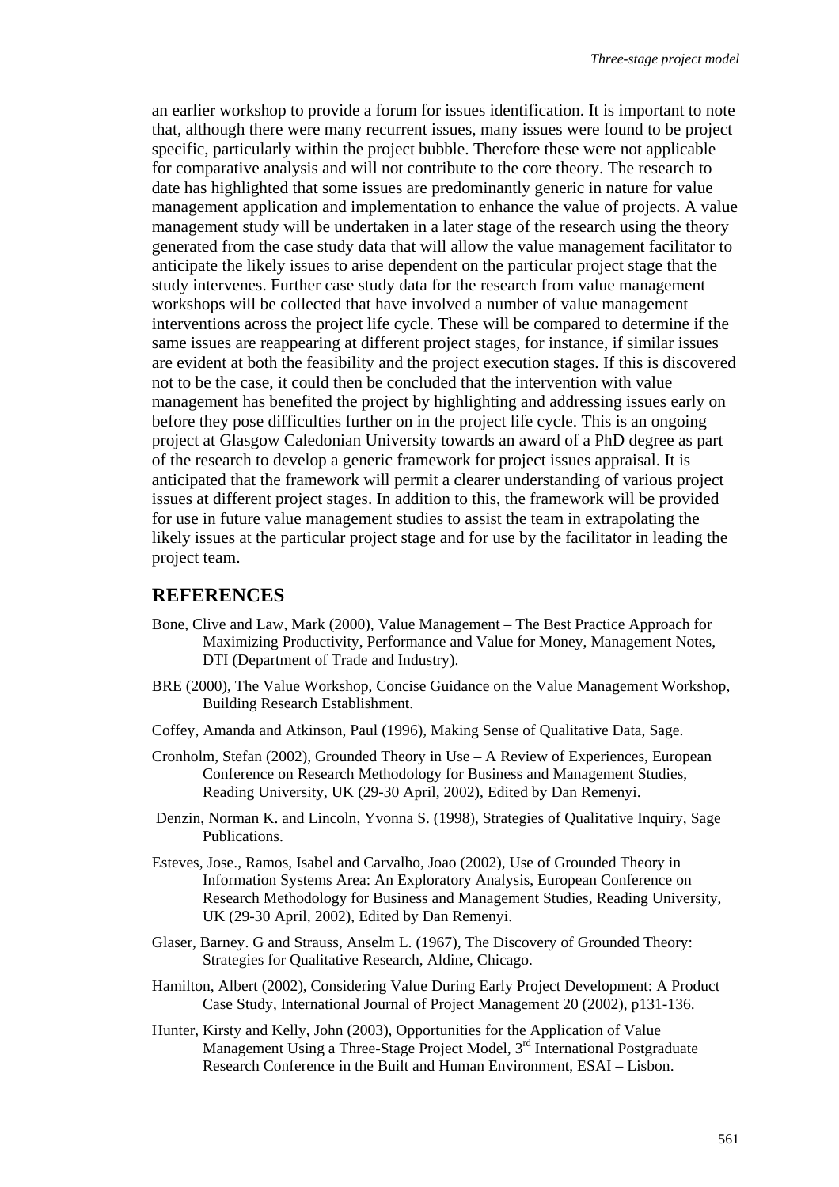an earlier workshop to provide a forum for issues identification. It is important to note that, although there were many recurrent issues, many issues were found to be project specific, particularly within the project bubble. Therefore these were not applicable for comparative analysis and will not contribute to the core theory. The research to date has highlighted that some issues are predominantly generic in nature for value management application and implementation to enhance the value of projects. A value management study will be undertaken in a later stage of the research using the theory generated from the case study data that will allow the value management facilitator to anticipate the likely issues to arise dependent on the particular project stage that the study intervenes. Further case study data for the research from value management workshops will be collected that have involved a number of value management interventions across the project life cycle. These will be compared to determine if the same issues are reappearing at different project stages, for instance, if similar issues are evident at both the feasibility and the project execution stages. If this is discovered not to be the case, it could then be concluded that the intervention with value management has benefited the project by highlighting and addressing issues early on before they pose difficulties further on in the project life cycle. This is an ongoing project at Glasgow Caledonian University towards an award of a PhD degree as part of the research to develop a generic framework for project issues appraisal. It is anticipated that the framework will permit a clearer understanding of various project issues at different project stages. In addition to this, the framework will be provided for use in future value management studies to assist the team in extrapolating the likely issues at the particular project stage and for use by the facilitator in leading the project team.

## REFERENCES

Bone, Clive and Law, Mark (2000), Value Management – The Best Practice Approach for Maximizing Productivity, Performance and Value for Money, Management Notes, DTI (Department of Trade and Industry).

BRE (2000), The Value Workshop, Concise Guidance on the Value Management Workshop, Building Research Establishment.

Coffey, Amanda and Atkinson, Paul (1996), Making Sense of Qualitative Data, Sage.

Cronholm, Stefan (2002), Grounded Theory in Use – A Review of Experiences, European Conference on Research Methodology for Business and Management Studies, Reading University, UK (29-30 April, 2002), Edited by Dan Remenyi.

Denzin, Norman K. and Lincoln, Yvonna S. (1998), Strategies of Qualitative Inquiry, Sage Publications.

Esteves, Jose., Ramos, Isabel and Carvalho, Joao (2002), Use of Grounded Theory in Information Systems Area: An Exploratory Analysis, European Conference on Research Methodology for Business and Management Studies, Reading University, UK (29-30 April, 2002), Edited by Dan Remenyi.

Glaser, Barney. G and Strauss, Anselm L. (1967), The Discovery of Grounded Theory: Strategies for Qualitative Research, Aldine, Chicago.

Hamilton, Albert (2002), Considering Value During Early Project Development: A Product Case Study, International Journal of Project Management 20 (2002), p131-136.

Hunter, Kirsty and Kelly, John (2003), Opportunities for the Application of Value Management Using a Three-Stage Project Model, 3rd International Postgraduate Research Conference in the Built and Human Environment, ESAI – Lisbon.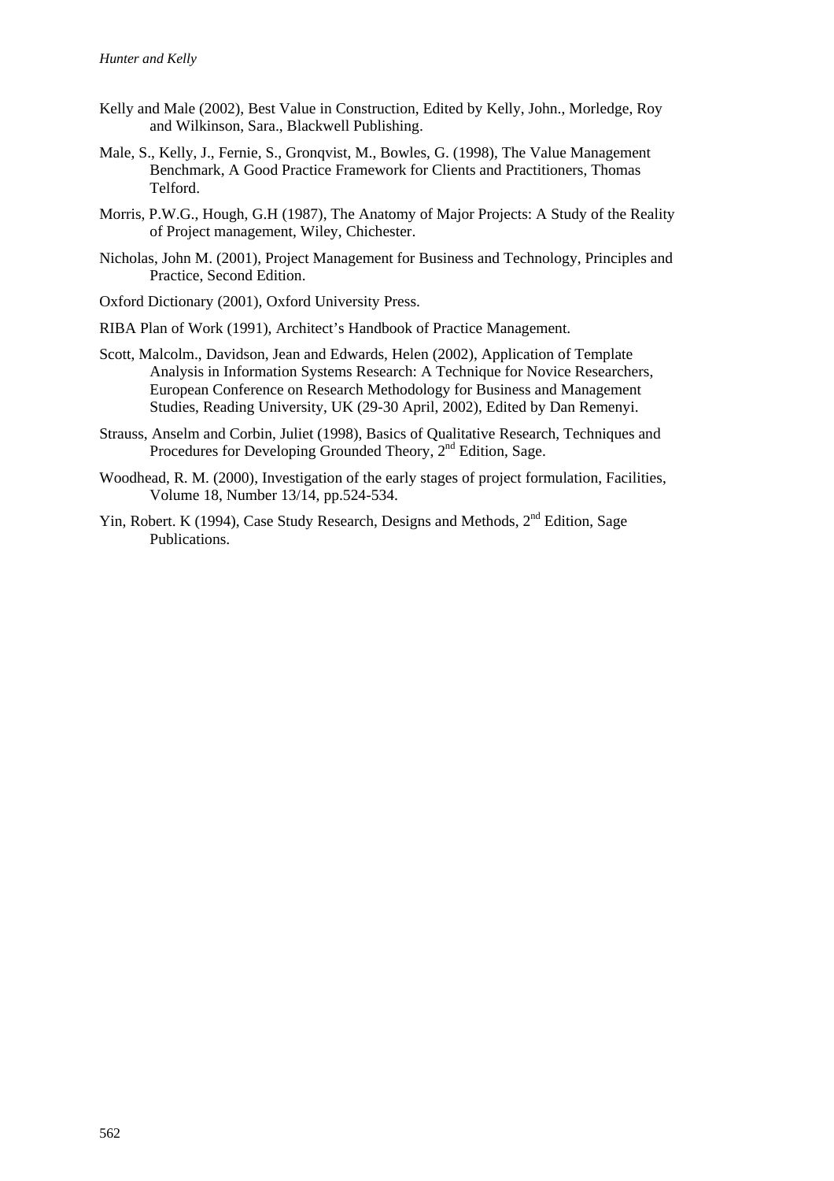Kelly and Male (2002), Best Value in Construction, Edited by Kelly, John., Morledge, Roy and Wilkinson, Sara., Blackwell Publishing.

Male, S., Kelly, J., Fernie, S., Gronqvist, M., Bowles, G. (1998), The Value Management Benchmark, A Good Practice Framework for Clients and Practitioners, Thomas Telford.

Morris, P.W.G., Hough, G.H (1987), The Anatomy of Major Projects: A Study of the Reality of Project management, Wiley, Chichester.

Nicholas, John M. (2001), Project Management for Business and Technology, Principles and Practice, Second Edition.

Oxford Dictionary (2001), Oxford University Press.

RIBA Plan of Work (1991), Architect's Handbook of Practice Management.

Scott, Malcolm., Davidson, Jean and Edwards, Helen (2002), Application of Template Analysis in Information Systems Research: A Technique for Novice Researchers, European Conference on Research Methodology for Business and Management Studies, Reading University, UK (29-30 April, 2002), Edited by Dan Remenyi.

Strauss, Anselm and Corbin, Juliet (1998), Basics of Qualitative Research, Techniques and Procedures for Developing Grounded Theory, 2nd Edition, Sage.

Woodhead, R. M. (2000), Investigation of the early stages of project formulation, Facilities, Volume 18, Number 13/14, pp.524-534.

Yin, Robert. K (1994), Case Study Research, Designs and Methods, 2nd Edition, Sage Publications.